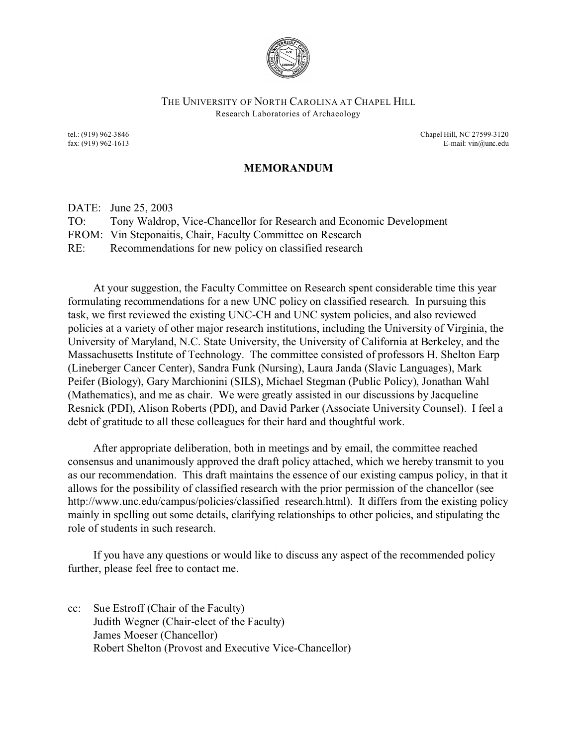THE UNIVERSITY OF NORTH CAROLINA AT CHAPEL HILL
Research Laboratories of Archaeology

tel.: (919) 962-3846
fax: (919) 962-1613

Chapel Hill, NC 27599-3120
E-mail: vin@unc.edu

## MEMORANDUM

DATE: June 25, 2003
TO: Tony Waldrop, Vice-Chancellor for Research and Economic Development
FROM: Vin Steponaitis, Chair, Faculty Committee on Research
RE: Recommendations for new policy on classified research

At your suggestion, the Faculty Committee on Research spent considerable time this year formulating recommendations for a new UNC policy on classified research. In pursuing this task, we first reviewed the existing UNC-CH and UNC system policies, and also reviewed policies at a variety of other major research institutions, including the University of Virginia, the University of Maryland, N.C. State University, the University of California at Berkeley, and the Massachusetts Institute of Technology. The committee consisted of professors H. Shelton Earp (Lineberger Cancer Center), Sandra Funk (Nursing), Laura Janda (Slavic Languages), Mark Peifer (Biology), Gary Marchionini (SILS), Michael Stegman (Public Policy), Jonathan Wahl (Mathematics), and me as chair. We were greatly assisted in our discussions by Jacqueline Resnick (PDI), Alison Roberts (PDI), and David Parker (Associate University Counsel). I feel a debt of gratitude to all these colleagues for their hard and thoughtful work.

After appropriate deliberation, both in meetings and by email, the committee reached consensus and unanimously approved the draft policy attached, which we hereby transmit to you as our recommendation. This draft maintains the essence of our existing campus policy, in that it allows for the possibility of classified research with the prior permission of the chancellor (see http://www.unc.edu/campus/policies/classified_research.html). It differs from the existing policy mainly in spelling out some details, clarifying relationships to other policies, and stipulating the role of students in such research.

If you have any questions or would like to discuss any aspect of the recommended policy further, please feel free to contact me.

cc: Sue Estroff (Chair of the Faculty)
Judith Wegner (Chair-elect of the Faculty)
James Moeser (Chancellor)
Robert Shelton (Provost and Executive Vice-Chancellor)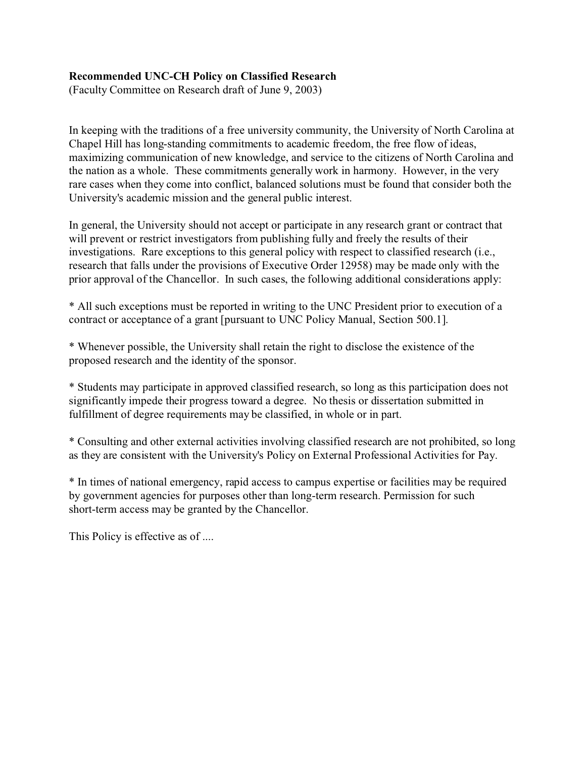**Recommended UNC-CH Policy on Classified Research**
(Faculty Committee on Research draft of June 9, 2003)

In keeping with the traditions of a free university community, the University of North Carolina at Chapel Hill has long-standing commitments to academic freedom, the free flow of ideas, maximizing communication of new knowledge, and service to the citizens of North Carolina and the nation as a whole. These commitments generally work in harmony. However, in the very rare cases when they come into conflict, balanced solutions must be found that consider both the University's academic mission and the general public interest.

In general, the University should not accept or participate in any research grant or contract that will prevent or restrict investigators from publishing fully and freely the results of their investigations. Rare exceptions to this general policy with respect to classified research (i.e., research that falls under the provisions of Executive Order 12958) may be made only with the prior approval of the Chancellor. In such cases, the following additional considerations apply:

* All such exceptions must be reported in writing to the UNC President prior to execution of a contract or acceptance of a grant [pursuant to UNC Policy Manual, Section 500.1].

* Whenever possible, the University shall retain the right to disclose the existence of the proposed research and the identity of the sponsor.

* Students may participate in approved classified research, so long as this participation does not significantly impede their progress toward a degree. No thesis or dissertation submitted in fulfillment of degree requirements may be classified, in whole or in part.

* Consulting and other external activities involving classified research are not prohibited, so long as they are consistent with the University's Policy on External Professional Activities for Pay.

* In times of national emergency, rapid access to campus expertise or facilities may be required by government agencies for purposes other than long-term research. Permission for such short-term access may be granted by the Chancellor.

This Policy is effective as of ....